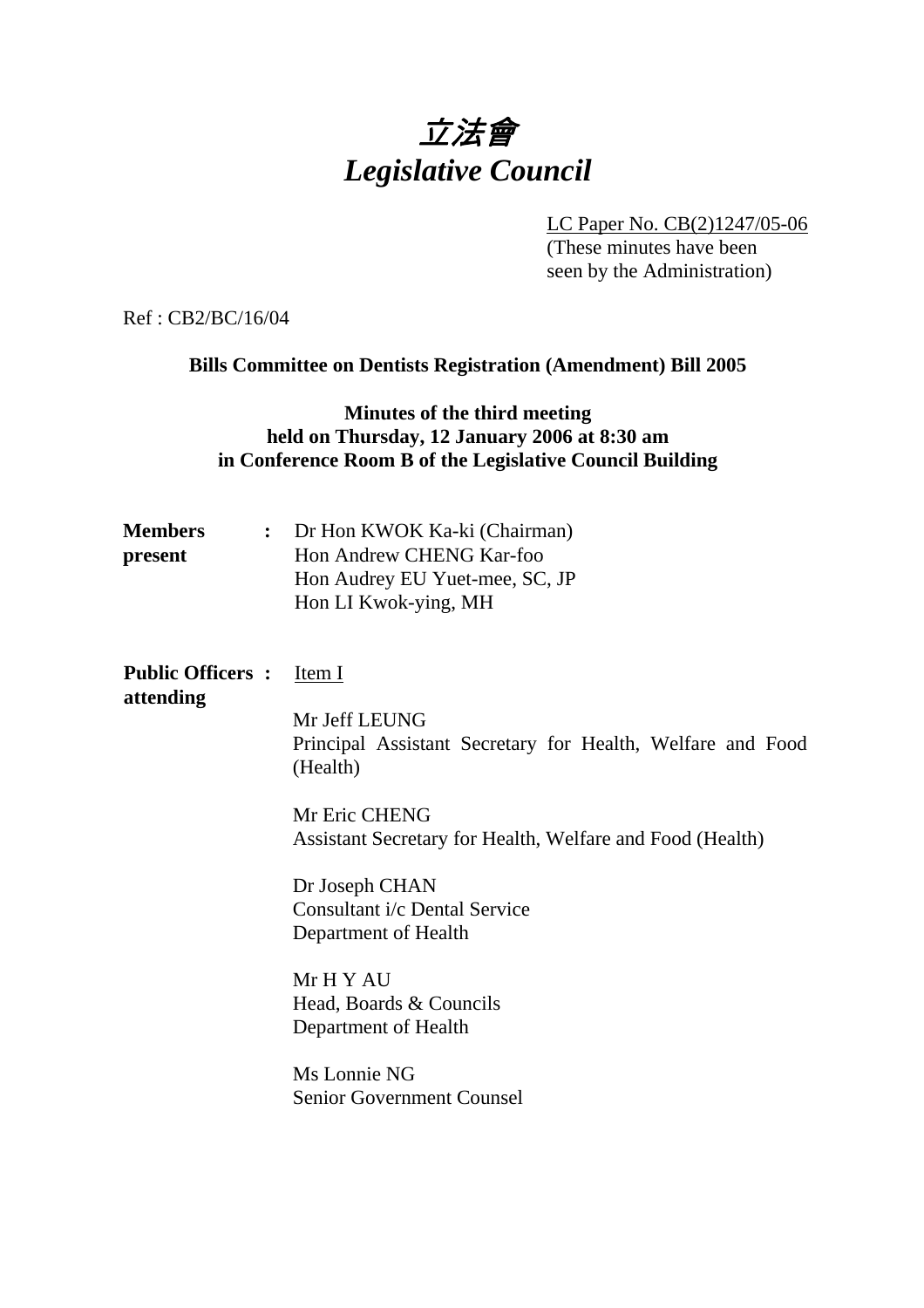# 立法會
# *Legislative Council*

LC Paper No. CB(2)1247/05-06
(These minutes have been seen by the Administration)

Ref : CB2/BC/16/04

**Bills Committee on Dentists Registration (Amendment) Bill 2005**

**Minutes of the third meeting**
**held on Thursday, 12 January 2006 at 8:30 am**
**in Conference Room B of the Legislative Council Building**

**Members present :**

Dr Hon KWOK Ka-ki (Chairman)
Hon Andrew CHENG Kar-foo
Hon Audrey EU Yuet-mee, SC, JP
Hon LI Kwok-ying, MH

**Public Officers attending :**

Item I

Mr Jeff LEUNG
Principal Assistant Secretary for Health, Welfare and Food (Health)

Mr Eric CHENG
Assistant Secretary for Health, Welfare and Food (Health)

Dr Joseph CHAN
Consultant i/c Dental Service
Department of Health

Mr H Y AU
Head, Boards & Councils
Department of Health

Ms Lonnie NG
Senior Government Counsel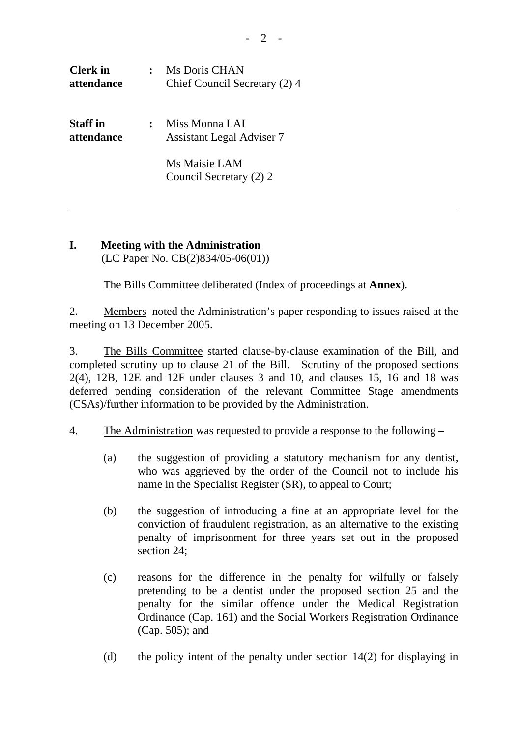| | | |
|---|---|---|
| **Clerk in attendance** | **:** | Ms Doris CHAN<br>Chief Council Secretary (2) 4 |
| **Staff in attendance** | **:** | Miss Monna LAI<br>Assistant Legal Adviser 7<br><br>Ms Maisie LAM<br>Council Secretary (2) 2 |

---

## I. Meeting with the Administration

(LC Paper No. CB(2)834/05-06(01))

The Bills Committee deliberated (Index of proceedings at **Annex**).

2. Members noted the Administration's paper responding to issues raised at the meeting on 13 December 2005.

3. The Bills Committee started clause-by-clause examination of the Bill, and completed scrutiny up to clause 21 of the Bill. Scrutiny of the proposed sections 2(4), 12B, 12E and 12F under clauses 3 and 10, and clauses 15, 16 and 18 was deferred pending consideration of the relevant Committee Stage amendments (CSAs)/further information to be provided by the Administration.

4. The Administration was requested to provide a response to the following –

(a) the suggestion of providing a statutory mechanism for any dentist, who was aggrieved by the order of the Council not to include his name in the Specialist Register (SR), to appeal to Court;

(b) the suggestion of introducing a fine at an appropriate level for the conviction of fraudulent registration, as an alternative to the existing penalty of imprisonment for three years set out in the proposed section 24;

(c) reasons for the difference in the penalty for wilfully or falsely pretending to be a dentist under the proposed section 25 and the penalty for the similar offence under the Medical Registration Ordinance (Cap. 161) and the Social Workers Registration Ordinance (Cap. 505); and

(d) the policy intent of the penalty under section 14(2) for displaying in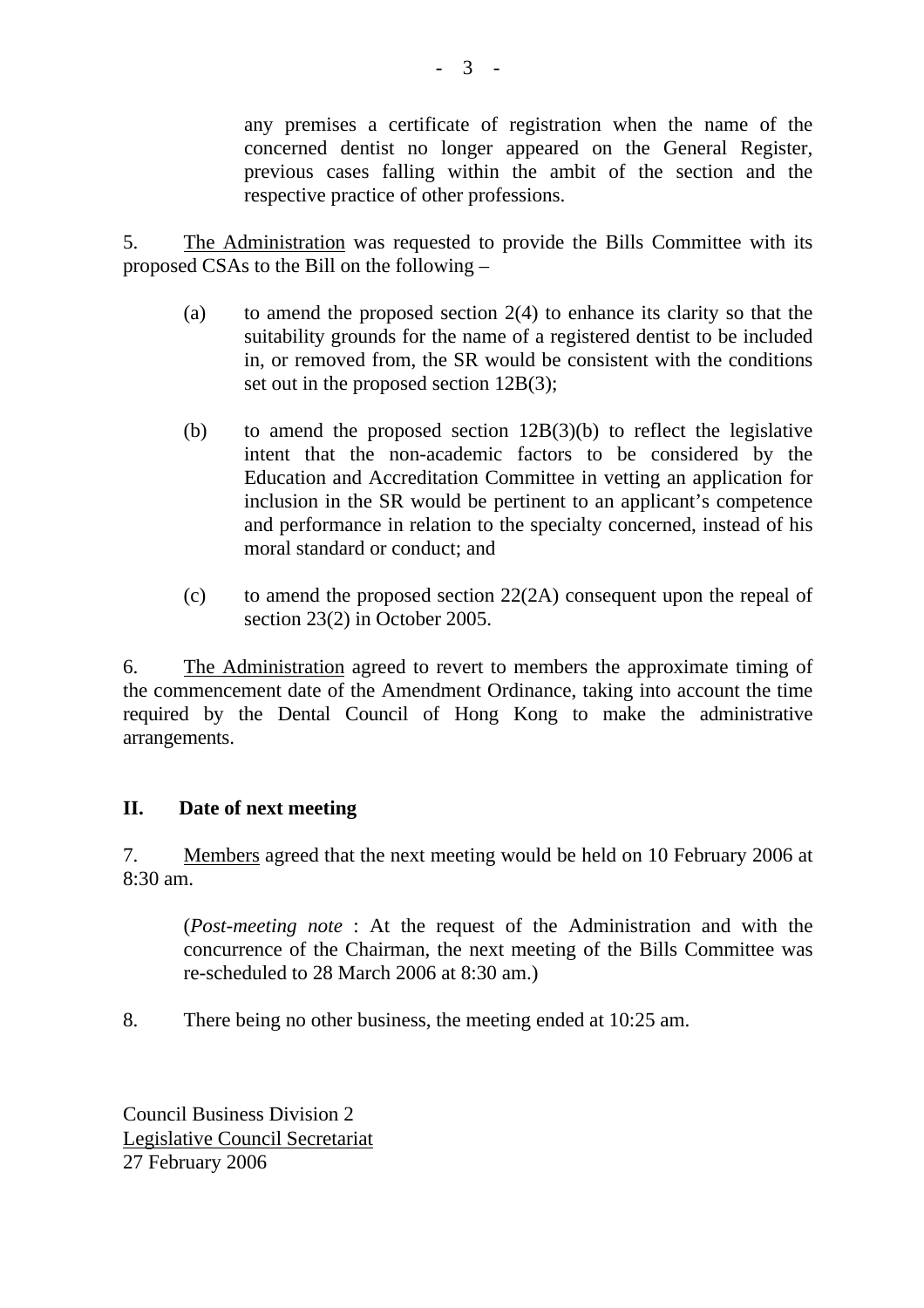any premises a certificate of registration when the name of the concerned dentist no longer appeared on the General Register, previous cases falling within the ambit of the section and the respective practice of other professions.

5. <u>The Administration</u> was requested to provide the Bills Committee with its proposed CSAs to the Bill on the following –

(a) to amend the proposed section 2(4) to enhance its clarity so that the suitability grounds for the name of a registered dentist to be included in, or removed from, the SR would be consistent with the conditions set out in the proposed section 12B(3);

(b) to amend the proposed section 12B(3)(b) to reflect the legislative intent that the non-academic factors to be considered by the Education and Accreditation Committee in vetting an application for inclusion in the SR would be pertinent to an applicant's competence and performance in relation to the specialty concerned, instead of his moral standard or conduct; and

(c) to amend the proposed section 22(2A) consequent upon the repeal of section 23(2) in October 2005.

6. <u>The Administration</u> agreed to revert to members the approximate timing of the commencement date of the Amendment Ordinance, taking into account the time required by the Dental Council of Hong Kong to make the administrative arrangements.

## II. Date of next meeting

7. <u>Members</u> agreed that the next meeting would be held on 10 February 2006 at 8:30 am.

(*Post-meeting note* : At the request of the Administration and with the concurrence of the Chairman, the next meeting of the Bills Committee was re-scheduled to 28 March 2006 at 8:30 am.)

8. There being no other business, the meeting ended at 10:25 am.

Council Business Division 2
<u>Legislative Council Secretariat</u>
27 February 2006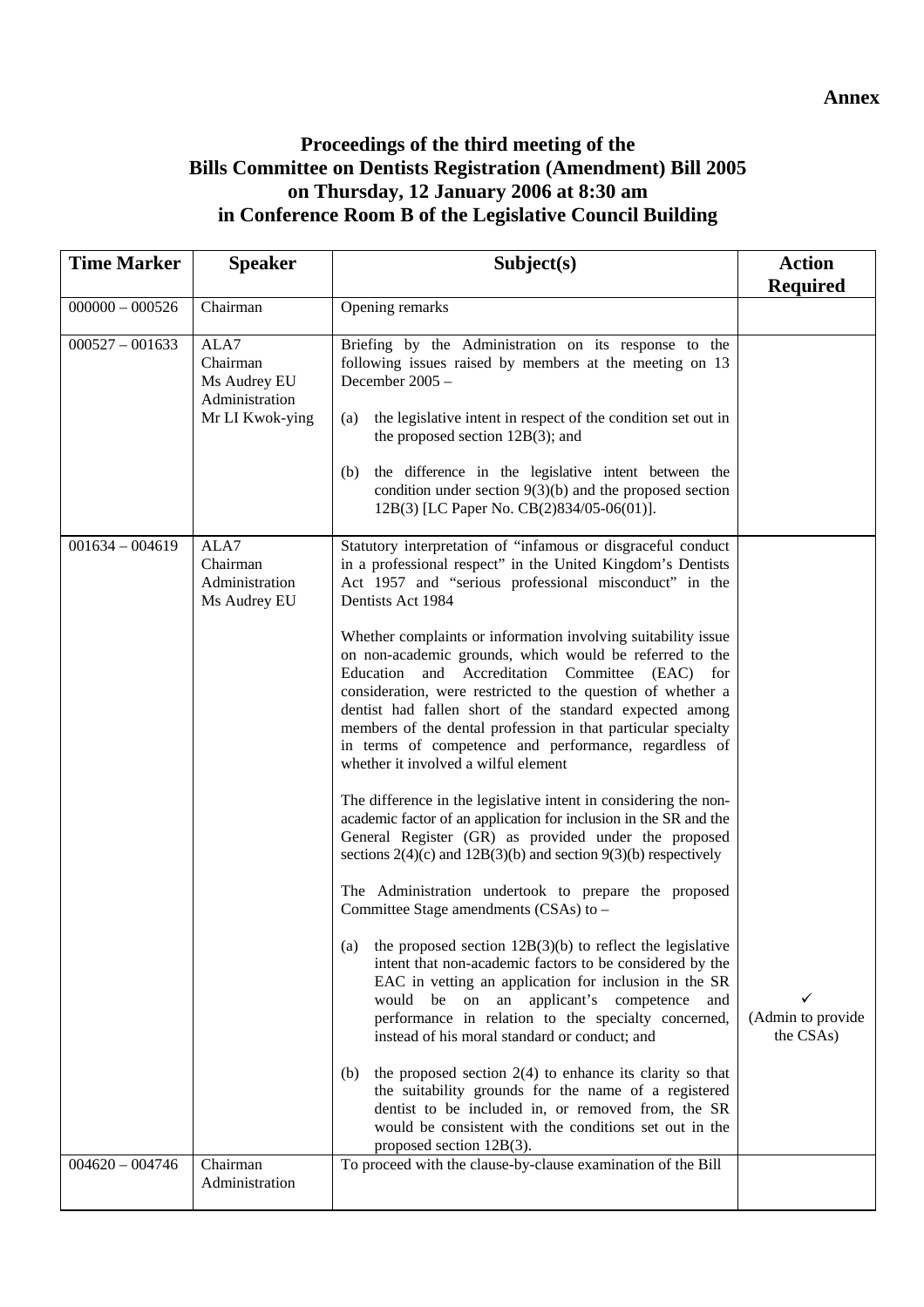**Annex**

# Proceedings of the third meeting of the Bills Committee on Dentists Registration (Amendment) Bill 2005 on Thursday, 12 January 2006 at 8:30 am in Conference Room B of the Legislative Council Building

| Time Marker | Speaker | Subject(s) | Action Required |
|---|---|---|---|
| 000000 – 000526 | Chairman | Opening remarks | |
| 000527 – 001633 | ALA7<br>Chairman<br>Ms Audrey EU<br>Administration<br>Mr LI Kwok-ying | Briefing by the Administration on its response to the following issues raised by members at the meeting on 13 December 2005 –<br><br>(a) the legislative intent in respect of the condition set out in the proposed section 12B(3); and<br><br>(b) the difference in the legislative intent between the condition under section 9(3)(b) and the proposed section 12B(3) [LC Paper No. CB(2)834/05-06(01)]. | |
| 001634 – 004619 | ALA7<br>Chairman<br>Administration<br>Ms Audrey EU | Statutory interpretation of "infamous or disgraceful conduct in a professional respect" in the United Kingdom's Dentists Act 1957 and "serious professional misconduct" in the Dentists Act 1984<br><br>Whether complaints or information involving suitability issue on non-academic grounds, which would be referred to the Education and Accreditation Committee (EAC) for consideration, were restricted to the question of whether a dentist had fallen short of the standard expected among members of the dental profession in that particular specialty in terms of competence and performance, regardless of whether it involved a wilful element<br><br>The difference in the legislative intent in considering the non-academic factor of an application for inclusion in the SR and the General Register (GR) as provided under the proposed sections 2(4)(c) and 12B(3)(b) and section 9(3)(b) respectively<br><br>The Administration undertook to prepare the proposed Committee Stage amendments (CSAs) to –<br><br>(a) the proposed section 12B(3)(b) to reflect the legislative intent that non-academic factors to be considered by the EAC in vetting an application for inclusion in the SR would be on an applicant's competence and performance in relation to the specialty concerned, instead of his moral standard or conduct; and<br><br>(b) the proposed section 2(4) to enhance its clarity so that the suitability grounds for the name of a registered dentist to be included in, or removed from, the SR would be consistent with the conditions set out in the proposed section 12B(3). | ✓<br>(Admin to provide the CSAs) |
| 004620 – 004746 | Chairman<br>Administration | To proceed with the clause-by-clause examination of the Bill | |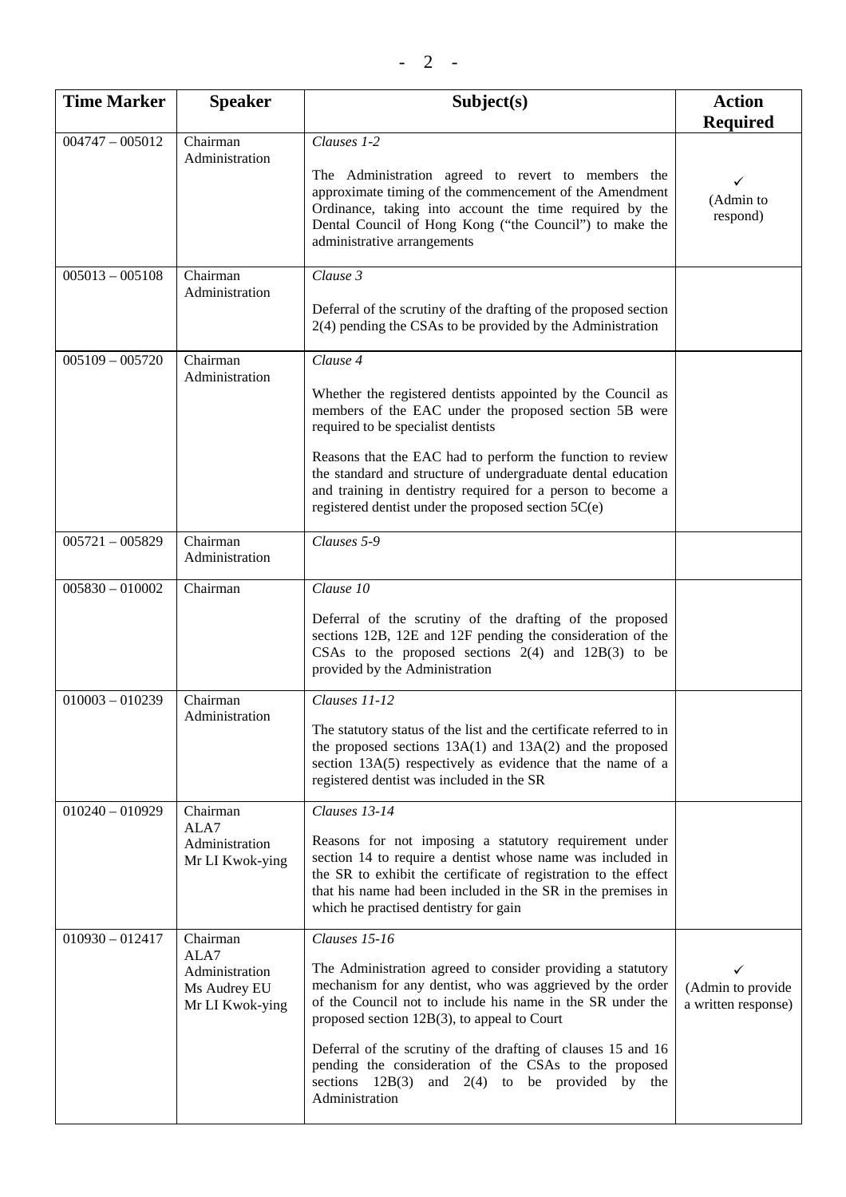| Time Marker | Speaker | Subject(s) | Action Required |
|---|---|---|---|
| 004747 – 005012 | Chairman<br>Administration | *Clauses 1-2*<br><br>The Administration agreed to revert to members the approximate timing of the commencement of the Amendment Ordinance, taking into account the time required by the Dental Council of Hong Kong ("the Council") to make the administrative arrangements | ✓<br>(Admin to respond) |
| 005013 – 005108 | Chairman<br>Administration | *Clause 3*<br><br>Deferral of the scrutiny of the drafting of the proposed section 2(4) pending the CSAs to be provided by the Administration | |
| 005109 – 005720 | Chairman<br>Administration | *Clause 4*<br><br>Whether the registered dentists appointed by the Council as members of the EAC under the proposed section 5B were required to be specialist dentists<br><br>Reasons that the EAC had to perform the function to review the standard and structure of undergraduate dental education and training in dentistry required for a person to become a registered dentist under the proposed section 5C(e) | |
| 005721 – 005829 | Chairman<br>Administration | *Clauses 5-9* | |
| 005830 – 010002 | Chairman | *Clause 10*<br><br>Deferral of the scrutiny of the drafting of the proposed sections 12B, 12E and 12F pending the consideration of the CSAs to the proposed sections 2(4) and 12B(3) to be provided by the Administration | |
| 010003 – 010239 | Chairman<br>Administration | *Clauses 11-12*<br><br>The statutory status of the list and the certificate referred to in the proposed sections 13A(1) and 13A(2) and the proposed section 13A(5) respectively as evidence that the name of a registered dentist was included in the SR | |
| 010240 – 010929 | Chairman<br>ALA7<br>Administration<br>Mr LI Kwok-ying | *Clauses 13-14*<br><br>Reasons for not imposing a statutory requirement under section 14 to require a dentist whose name was included in the SR to exhibit the certificate of registration to the effect that his name had been included in the SR in the premises in which he practised dentistry for gain | |
| 010930 – 012417 | Chairman<br>ALA7<br>Administration<br>Ms Audrey EU<br>Mr LI Kwok-ying | *Clauses 15-16*<br><br>The Administration agreed to consider providing a statutory mechanism for any dentist, who was aggrieved by the order of the Council not to include his name in the SR under the proposed section 12B(3), to appeal to Court<br><br>Deferral of the scrutiny of the drafting of clauses 15 and 16 pending the consideration of the CSAs to the proposed sections 12B(3) and 2(4) to be provided by the Administration | ✓<br>(Admin to provide a written response) |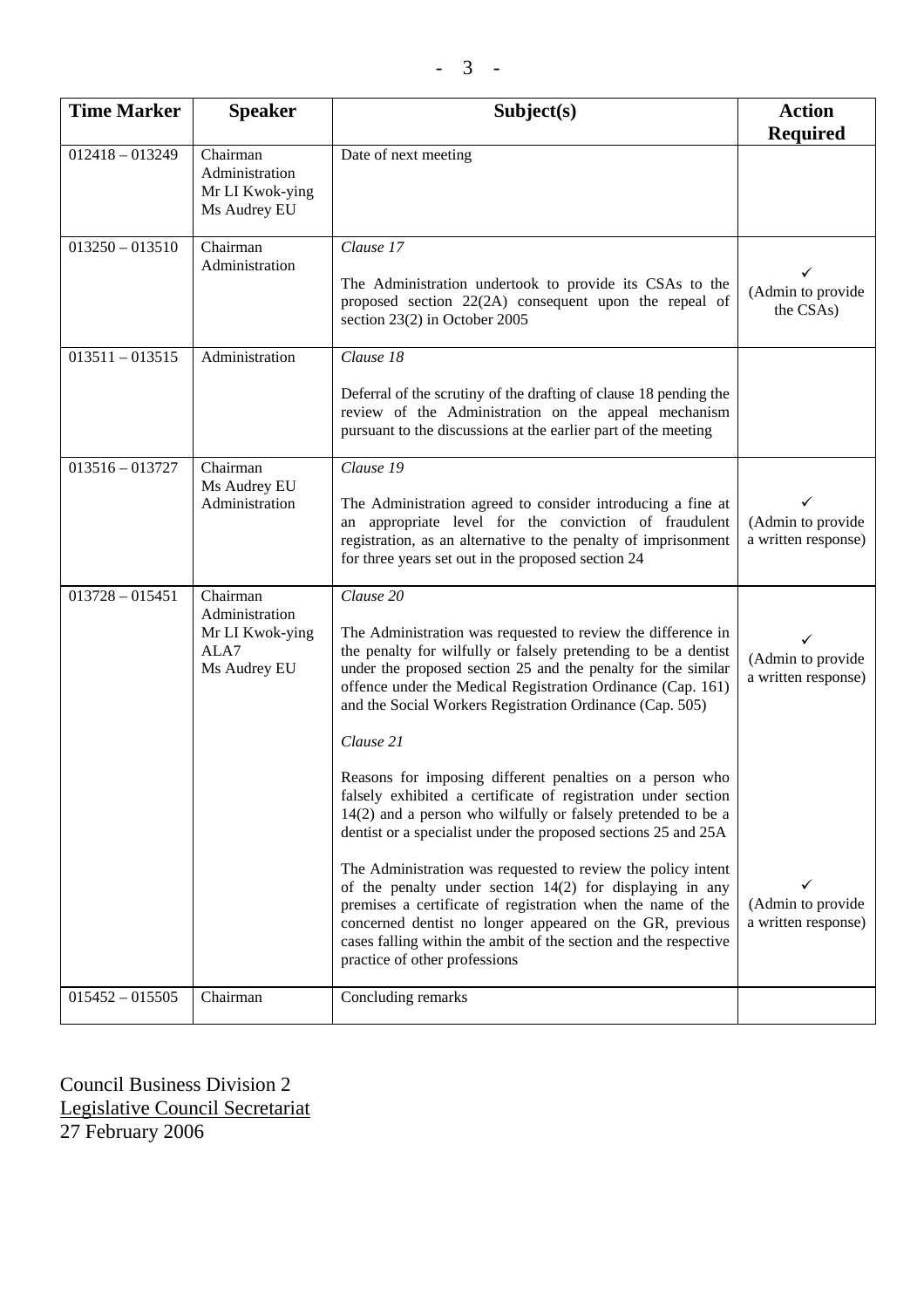| Time Marker | Speaker | Subject(s) | Action Required |
| --- | --- | --- | --- |
| 012418 – 013249 | Chairman<br>Administration<br>Mr LI Kwok-ying<br>Ms Audrey EU | Date of next meeting | |
| 013250 – 013510 | Chairman<br>Administration | *Clause 17*<br><br>The Administration undertook to provide its CSAs to the proposed section 22(2A) consequent upon the repeal of section 23(2) in October 2005 | ✓<br>(Admin to provide the CSAs) |
| 013511 – 013515 | Administration | *Clause 18*<br><br>Deferral of the scrutiny of the drafting of clause 18 pending the review of the Administration on the appeal mechanism pursuant to the discussions at the earlier part of the meeting | |
| 013516 – 013727 | Chairman<br>Ms Audrey EU<br>Administration | *Clause 19*<br><br>The Administration agreed to consider introducing a fine at an appropriate level for the conviction of fraudulent registration, as an alternative to the penalty of imprisonment for three years set out in the proposed section 24 | ✓<br>(Admin to provide a written response) |
| 013728 – 015451 | Chairman<br>Administration<br>Mr LI Kwok-ying<br>ALA7<br>Ms Audrey EU | *Clause 20*<br><br>The Administration was requested to review the difference in the penalty for wilfully or falsely pretending to be a dentist under the proposed section 25 and the penalty for the similar offence under the Medical Registration Ordinance (Cap. 161) and the Social Workers Registration Ordinance (Cap. 505)<br><br>*Clause 21*<br><br>Reasons for imposing different penalties on a person who falsely exhibited a certificate of registration under section 14(2) and a person who wilfully or falsely pretended to be a dentist or a specialist under the proposed sections 25 and 25A<br><br>The Administration was requested to review the policy intent of the penalty under section 14(2) for displaying in any premises a certificate of registration when the name of the concerned dentist no longer appeared on the GR, previous cases falling within the ambit of the section and the respective practice of other professions | ✓<br>(Admin to provide a written response)<br><br>✓<br>(Admin to provide a written response) |
| 015452 – 015505 | Chairman | Concluding remarks | |

Council Business Division 2
Legislative Council Secretariat
27 February 2006